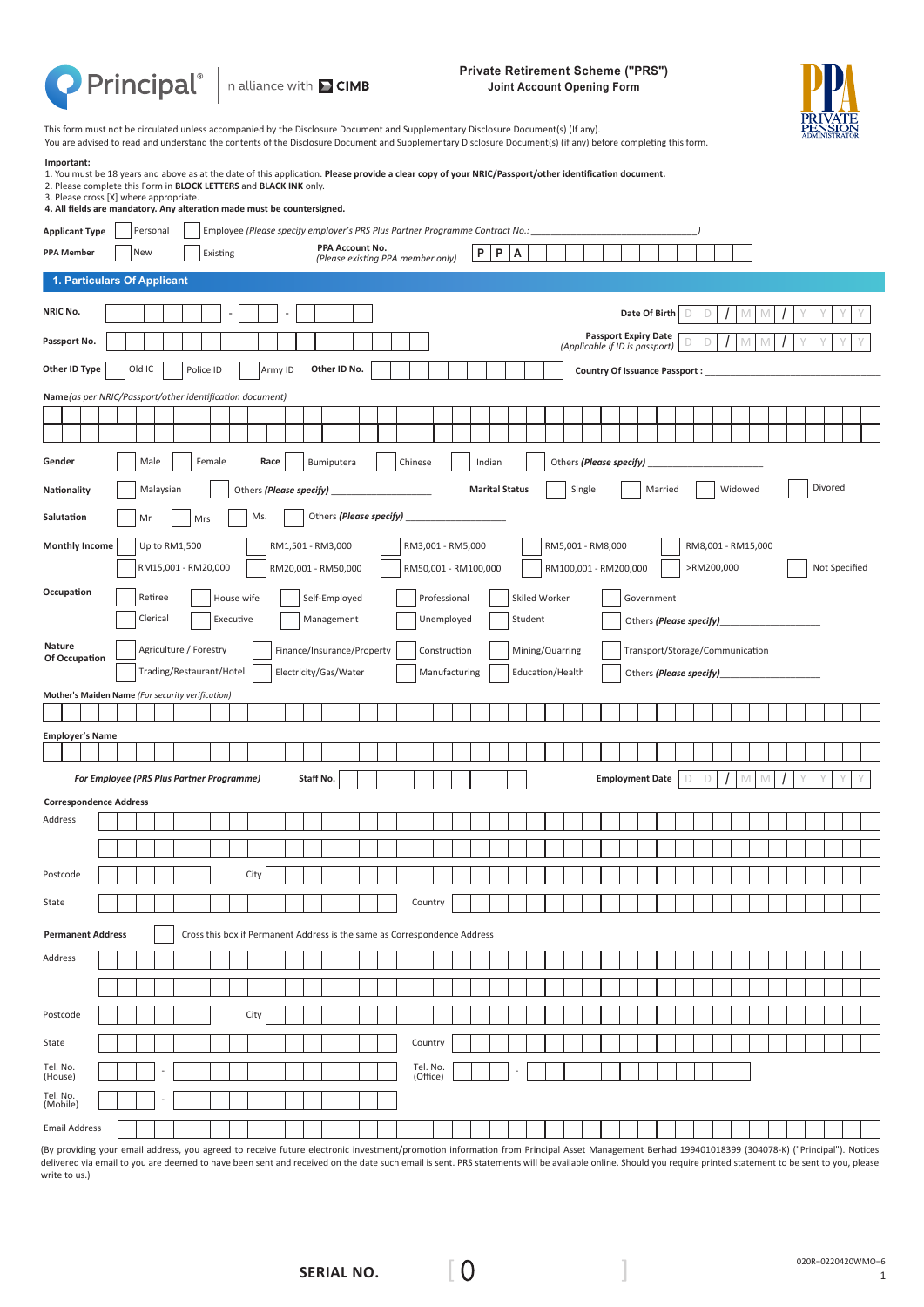Principal® In alliance with CIMB

**Private Retirement Scheme ("PRS")**
**Joint Account Opening Form**

PPA PRIVATE PENSION ADMINISTRATOR

This form must not be circulated unless accompanied by the Disclosure Document and Supplementary Disclosure Document(s) (If any).
You are advised to read and understand the contents of the Disclosure Document and Supplementary Disclosure Document(s) (if any) before completing this form.

**Important:**

1. You must be 18 years and above as at the date of this application. **Please provide a clear copy of your NRIC/Passport/other identification document.**
2. Please complete this Form in **BLOCK LETTERS** and **BLACK INK** only.
3. Please cross [X] where appropriate.
4. **All fields are mandatory. Any alteration made must be countersigned.**

**Applicant Type** [ ] Personal [ ] Employee *(Please specify employer's PRS Plus Partner Programme Contract No.: ______________________________)*

**PPA Member** [ ] New [ ] Existing **PPA Account No.** *(Please existing PPA member only)* P P A ____________________

## 1. Particulars Of Applicant

**NRIC No.** ______ - __ - ____ **Date Of Birth** DD / MM / YYYY

**Passport No.** ____________________ **Passport Expiry Date** *(Applicable if ID is passport)* DD / MM / YYYY

**Other ID Type** [ ] Old IC [ ] Police ID [ ] Army ID **Other ID No.** ____________ **Country Of Issuance Passport :** ______________________

**Name** *(as per NRIC/Passport/other identification document)*

____________________________________________

____________________________________________

**Gender** [ ] Male [ ] Female **Race** [ ] Bumiputera [ ] Chinese [ ] Indian [ ] Others *(Please specify)* ______________

**Nationality** [ ] Malaysian [ ] Others *(Please specify)* ______________ **Marital Status** [ ] Single [ ] Married [ ] Widowed [ ] Divored

**Salutation** [ ] Mr [ ] Mrs [ ] Ms. [ ] Others *(Please specify)* ______________

**Monthly Income** [ ] Up to RM1,500 [ ] RM1,501 - RM3,000 [ ] RM3,001 - RM5,000 [ ] RM5,001 - RM8,000 [ ] RM8,001 - RM15,000
[ ] RM15,001 - RM20,000 [ ] RM20,001 - RM50,000 [ ] RM50,001 - RM100,000 [ ] RM100,001 - RM200,000 [ ] >RM200,000 [ ] Not Specified

**Occupation** [ ] Retiree [ ] House wife [ ] Self-Employed [ ] Professional [ ] Skiled Worker [ ] Government
[ ] Clerical [ ] Executive [ ] Management [ ] Unemployed [ ] Student [ ] Others *(Please specify)* ______________

**Nature Of Occupation** [ ] Agriculture / Forestry [ ] Finance/Insurance/Property [ ] Construction [ ] Mining/Quarring [ ] Transport/Storage/Communication
[ ] Trading/Restaurant/Hotel [ ] Electricity/Gas/Water [ ] Manufacturing [ ] Education/Health [ ] Others *(Please specify)* ______________

**Mother's Maiden Name** *(For security verification)*

____________________________________________

**Employer's Name**

____________________________________________

***For Employee (PRS Plus Partner Programme)*** **Staff No.** ____________ **Employment Date** DD / MM / YYYY

**Correspondence Address**

Address ____________________________________________

____________________________________________

Postcode ________ City ____________________

State ____________________ Country ____________________

**Permanent Address** [ ] Cross this box if Permanent Address is the same as Correspondence Address

Address ____________________________________________

____________________________________________

Postcode ________ City ____________________

State ____________________ Country ____________________

Tel. No. (House) ___ - ____________ Tel. No. (Office) ___ - ____________

Tel. No. (Mobile) ___ - ____________

Email Address ____________________________________________

(By providing your email address, you agreed to receive future electronic investment/promotion information from Principal Asset Management Berhad 199401018399 (304078-K) ("Principal"). Notices delivered via email to you are deemed to have been sent and received on the date such email is sent. PRS statements will be available online. Should you require printed statement to be sent to you, please write to us.)

**SERIAL NO.** [ 0 ]

020R–0220420WMO–6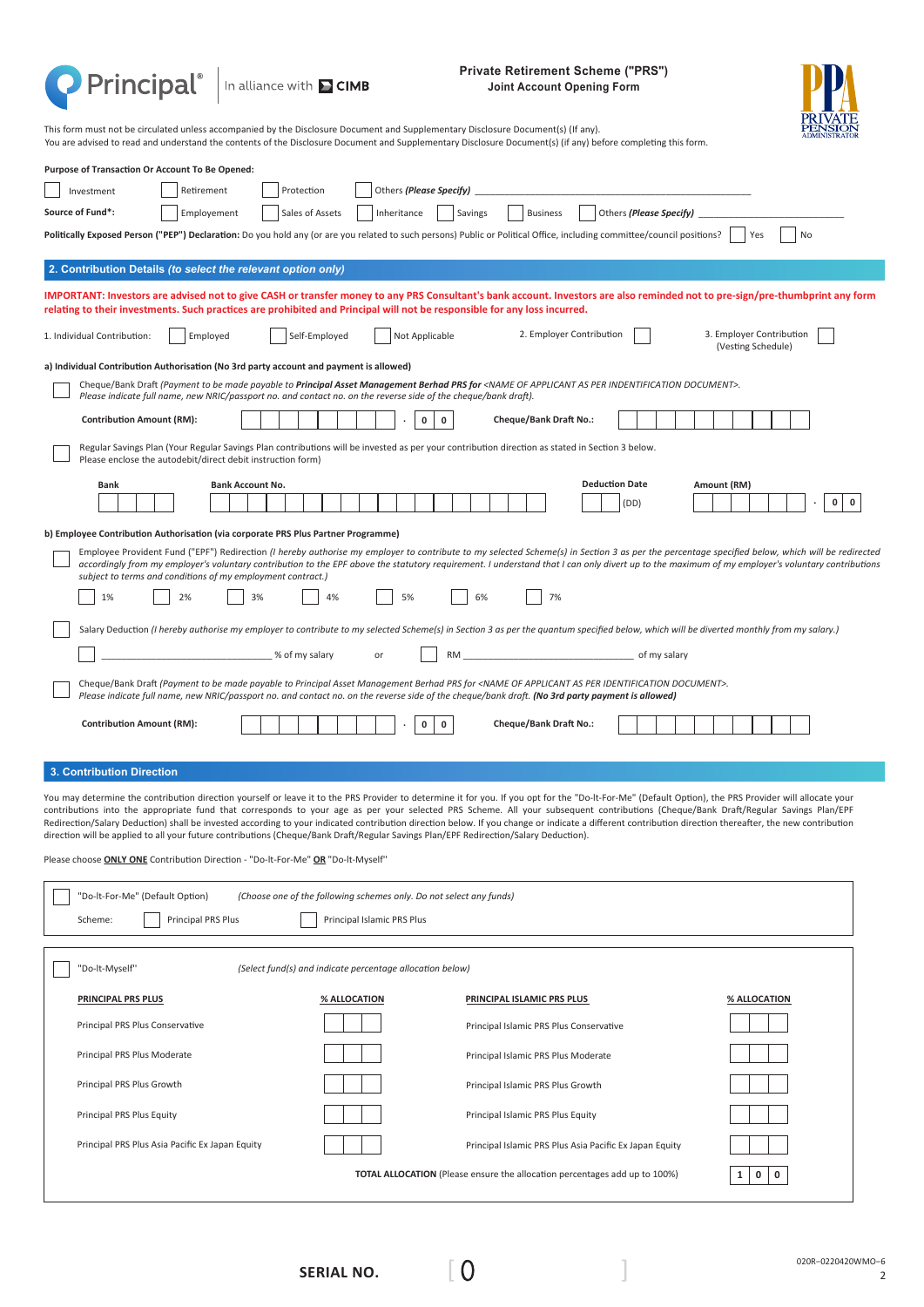Principal® | In alliance with CIMB

**Private Retirement Scheme ("PRS")**
**Joint Account Opening Form**

This form must not be circulated unless accompanied by the Disclosure Document and Supplementary Disclosure Document(s) (If any).
You are advised to read and understand the contents of the Disclosure Document and Supplementary Disclosure Document(s) (if any) before completing this form.

**Purpose of Transaction Or Account To Be Opened:**

☐ Investment ☐ Retirement ☐ Protection ☐ Others *(Please Specify)* ____________________

**Source of Fund\*:** ☐ Employement ☐ Sales of Assets ☐ Inheritance ☐ Savings ☐ Business ☐ Others *(Please Specify)* ____________________

**Politically Exposed Person ("PEP") Declaration:** Do you hold any (or are you related to such persons) Public or Political Office, including committee/council positions? ☐ Yes ☐ No

## 2. Contribution Details *(to select the relevant option only)*

**IMPORTANT: Investors are advised not to give CASH or transfer money to any PRS Consultant's bank account. Investors are also reminded not to pre-sign/pre-thumbprint any form relating to their investments. Such practices are prohibited and Principal will not be responsible for any loss incurred.**

1. Individual Contribution: ☐ Employed ☐ Self-Employed ☐ Not Applicable
2. Employer Contribution ☐
3. Employer Contribution (Vesting Schedule) ☐

**a) Individual Contribution Authorisation (No 3rd party account and payment is allowed)**

☐ Cheque/Bank Draft *(Payment to be made payable to **Principal Asset Management Berhad PRS for** <NAME OF APPLICANT AS PER INDENTIFICATION DOCUMENT>. Please indicate full name, new NRIC/passport no. and contact no. on the reverse side of the cheque/bank draft).*

**Contribution Amount (RM):** ____________ . 0 0 **Cheque/Bank Draft No.:** ____________

☐ Regular Savings Plan (Your Regular Savings Plan contributions will be invested as per your contribution direction as stated in Section 3 below. Please enclose the autodebit/direct debit instruction form)

| Bank | Bank Account No. | Deduction Date | Amount (RM) |
|---|---|---|---|
| | | (DD) | . 0 0 |

**b) Employee Contribution Authorisation (via corporate PRS Plus Partner Programme)**

☐ Employee Provident Fund ("EPF") Redirection *(I hereby authorise my employer to contribute to my selected Scheme(s) in Section 3 as per the percentage specified below, which will be redirected accordingly from my employee's voluntary contribution to the EPF above the statutory requirement. I understand that I can only divert up to the maximum of my employer's voluntary contributions subject to terms and conditions of my employment contract.)*

☐ 1% ☐ 2% ☐ 3% ☐ 4% ☐ 5% ☐ 6% ☐ 7%

☐ Salary Deduction *(I hereby authorise my employer to contribute to my selected Scheme(s) in Section 3 as per the quantum specified below, which will be diverted monthly from my salary.)*

☐ ____________ % of my salary or ☐ RM ____________ of my salary

☐ Cheque/Bank Draft *(Payment to be made payable to Principal Asset Management Berhad PRS for <NAME OF APPLICANT AS PER IDENTIFICATION DOCUMENT>. Please indicate full name, new NRIC/passport no. and contact no. on the reverse side of the cheque/bank draft). **(No 3rd party payment is allowed)***

**Contribution Amount (RM):** ____________ . 0 0 **Cheque/Bank Draft No.:** ____________

## 3. Contribution Direction

You may determine the contribution direction yourself or leave it to the PRS Provider to determine it for you. If you opt for the "Do-It-For-Me" (Default Option), the PRS Provider will allocate your contributions into the appropriate fund that corresponds to your age as per your selected PRS Scheme. All your subsequent contributions (Cheque/Bank Draft/Regular Savings Plan/EPF Redirection/Salary Deduction) shall be invested according to your indicated contribution direction below. If you change or indicate a different contribution direction thereafter, the new contribution direction will be applied to all your future contributions (Cheque/Bank Draft/Regular Savings Plan/EPF Redirection/Salary Deduction).

Please choose **ONLY ONE** Contribution Direction - "Do-It-For-Me" **OR** "Do-It-Myself"

☐ "Do-It-For-Me" (Default Option) *(Choose one of the following schemes only. Do not select any funds)*

Scheme: ☐ Principal PRS Plus ☐ Principal Islamic PRS Plus

☐ "Do-It-Myself" *(Select fund(s) and indicate percentage allocation below)*

| PRINCIPAL PRS PLUS | % ALLOCATION | PRINCIPAL ISLAMIC PRS PLUS | % ALLOCATION |
|---|---|---|---|
| Principal PRS Plus Conservative | | Principal Islamic PRS Plus Conservative | |
| Principal PRS Plus Moderate | | Principal Islamic PRS Plus Moderate | |
| Principal PRS Plus Growth | | Principal Islamic PRS Plus Growth | |
| Principal PRS Plus Equity | | Principal Islamic PRS Plus Equity | |
| Principal PRS Plus Asia Pacific Ex Japan Equity | | Principal Islamic PRS Plus Asia Pacific Ex Japan Equity | |

**TOTAL ALLOCATION** (Please ensure the allocation percentages add up to 100%) 1 0 0

**SERIAL NO.** [ 0 ]

020R-0220420WMO-6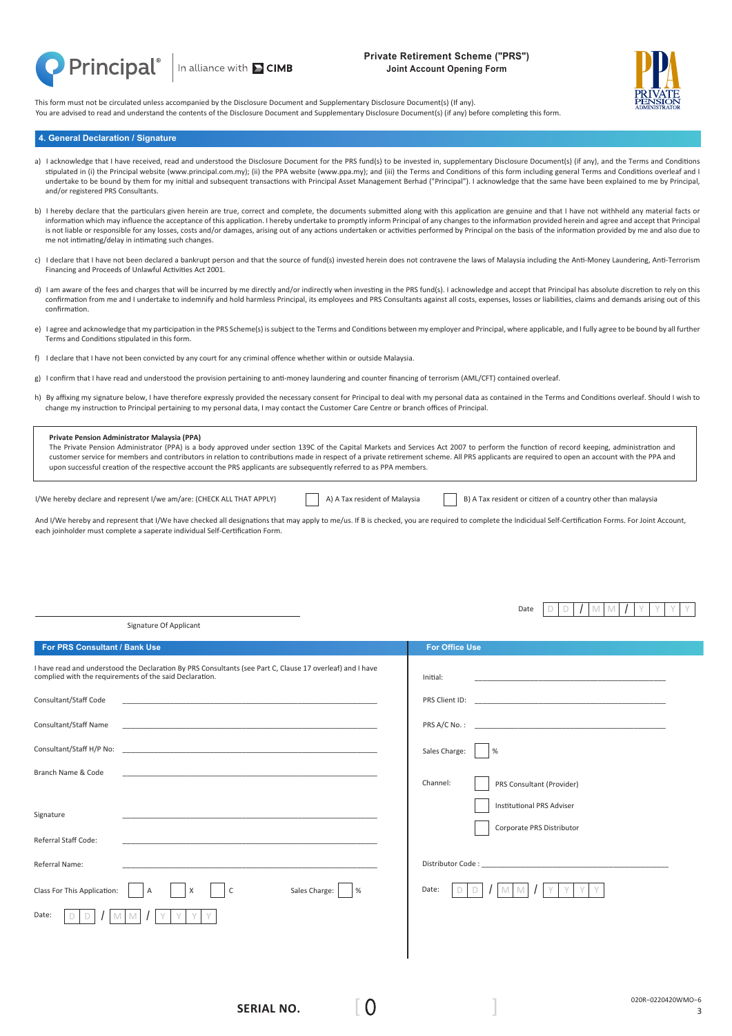**Private Retirement Scheme ("PRS")**
**Joint Account Opening Form**

This form must not be circulated unless accompanied by the Disclosure Document and Supplementary Disclosure Document(s) (If any).
You are advised to read and understand the contents of the Disclosure Document and Supplementary Disclosure Document(s) (if any) before completing this form.

## 4. General Declaration / Signature

a) I acknowledge that I have received, read and understood the Disclosure Document for the PRS fund(s) to be invested in, supplementary Disclosure Document(s) (if any), and the Terms and Conditions stipulated in (i) the Principal website (www.principal.com.my); (ii) the PPA website (www.ppa.my); and (iii) the Terms and Conditions of this form including general Terms and Conditions overleaf and I undertake to be bound by them for my initial and subsequent transactions with Principal Asset Management Berhad ("Principal"). I acknowledge that the same have been explained to me by Principal, and/or registered PRS Consultants.

b) I hereby declare that the particulars given herein are true, correct and complete, the documents submitted along with this application are genuine and that I have not withheld any material facts or information which may influence the acceptance of this application. I hereby undertake to promptly inform Principal of any changes to the information provided herein and agree and accept that Principal is not liable or responsible for any losses, costs and/or damages, arising out of any actions undertaken or activities performed by Principal on the basis of the information provided by me and also due to me not intimating/delay in intimating such changes.

c) I declare that I have not been declared a bankrupt person and that the source of fund(s) invested herein does not contravene the laws of Malaysia including the Anti-Money Laundering, Anti-Terrorism Financing and Proceeds of Unlawful Activities Act 2001.

d) I am aware of the fees and charges that will be incurred by me directly and/or indirectly when investing in the PRS fund(s). I acknowledge and accept that Principal has absolute discretion to rely on this confirmation from me and I undertake to indemnify and hold harmless Principal, its employees and PRS Consultants against all costs, expenses, losses or liabilities, claims and demands arising out of this confirmation.

e) I agree and acknowledge that my participation in the PRS Scheme(s) is subject to the Terms and Conditions between my employer and Principal, where applicable, and I fully agree to be bound by all further Terms and Conditions stipulated in this form.

f) I declare that I have not been convicted by any court for any criminal offence whether within or outside Malaysia.

g) I confirm that I have read and understood the provision pertaining to anti-money laundering and counter financing of terrorism (AML/CFT) contained overleaf.

h) By affixing my signature below, I have therefore expressly provided the necessary consent for Principal to deal with my personal data as contained in the Terms and Conditions overleaf. Should I wish to change my instruction to Principal pertaining to my personal data, I may contact the Customer Care Centre or branch offices of Principal.

**Private Pension Administrator Malaysia (PPA)**
The Private Pension Administrator (PPA) is a body approved under section 139C of the Capital Markets and Services Act 2007 to perform the function of record keeping, administration and customer service for members and contributors in relation to contributions made in respect of a private retirement scheme. All PRS applicants are required to open an account with the PPA and upon successful creation of the respective account the PRS applicants are subsequently referred to as PPA members.

I/We hereby declare and represent I/we am/are: (CHECK ALL THAT APPLY) ☐ A) A Tax resident of Malaysia ☐ B) A Tax resident or citizen of a country other than malaysia

And I/We hereby and represent that I/We have checked all designations that may apply to me/us. If B is checked, you are required to complete the Indicidual Self-Certification Forms. For Joint Account, each joinholder must complete a saperate individual Self-Certification Form.

Signature Of Applicant: ______________________

Date: D D / M M / Y Y Y Y

### For PRS Consultant / Bank Use

I have read and understood the Declaration By PRS Consultants (see Part C, Clause 17 overleaf) and I have complied with the requirements of the said Declaration.

Consultant/Staff Code: ______________________

Consultant/Staff Name: ______________________

Consultant/Staff H/P No: ______________________

Branch Name & Code: ______________________

Signature: ______________________

Referral Staff Code: ______________________

Referral Name: ______________________

Class For This Application: ☐ A ☐ X ☐ C Sales Charge: ☐ %

Date: D D / M M / Y Y Y Y

### For Office Use

Initial: ______________________

PRS Client ID: ______________________

PRS A/C No. : ______________________

Sales Charge: ☐ %

Channel: ☐ PRS Consultant (Provider) ☐ Institutional PRS Adviser ☐ Corporate PRS Distributor

Distributor Code : ______________________

Date: D D / M M / Y Y Y Y

**SERIAL NO.** [ 0 ]

020R–0220420WMO–6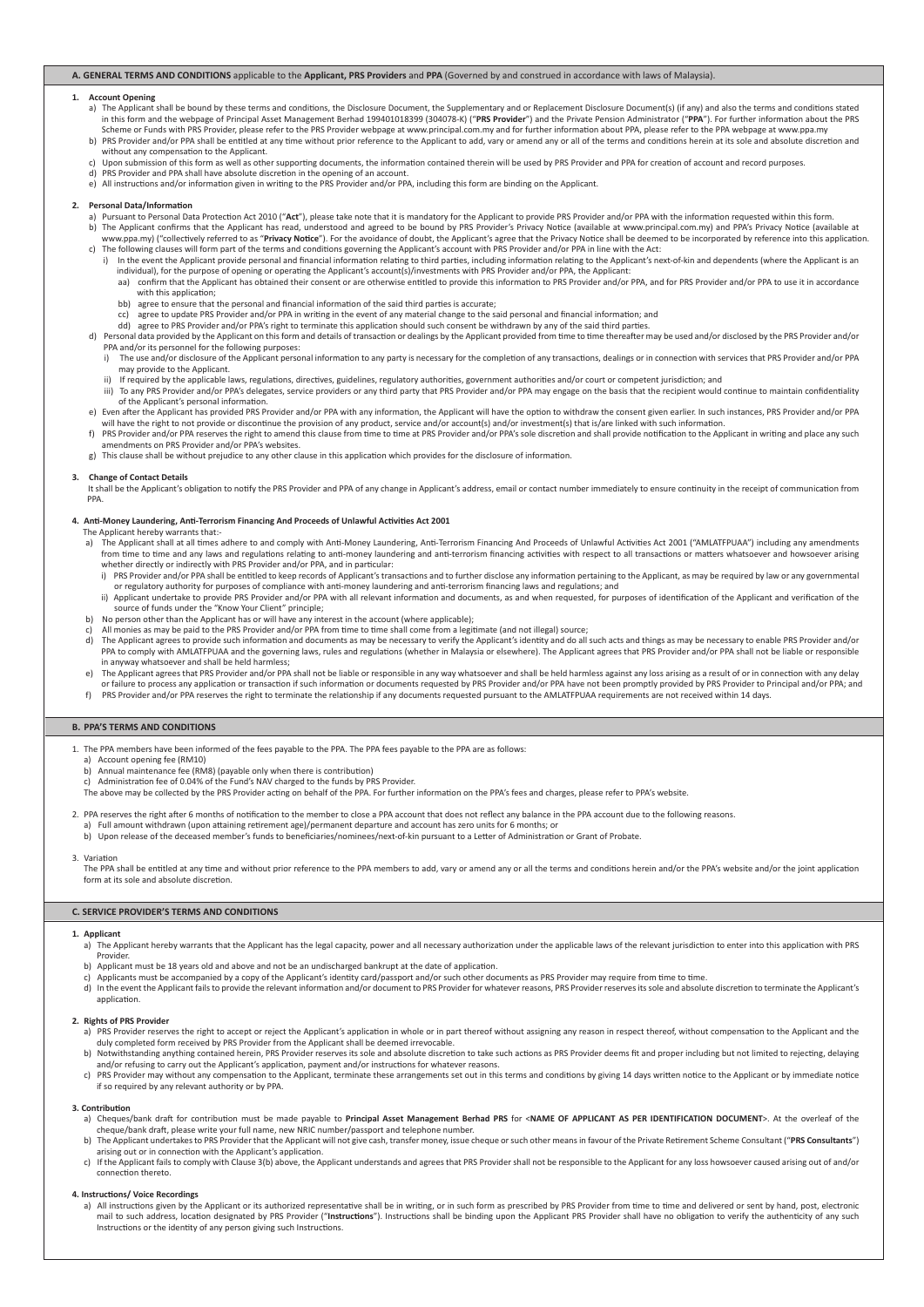## A. GENERAL TERMS AND CONDITIONS applicable to the Applicant, PRS Providers and PPA (Governed by and construed in accordance with laws of Malaysia).

### 1. Account Opening

a) The Applicant shall be bound by these terms and conditions, the Disclosure Document, the Supplementary and or Replacement Disclosure Document(s) (if any) and also the terms and conditions stated in this form and the webpage of Principal Asset Management Berhad 199401018399 (304078-K) ("**PRS Provider**") and the Private Pension Administrator ("**PPA**"). For further information about the PRS Scheme or Funds with PRS Provider, please refer to the PRS Provider webpage at www.principal.com.my and for further information about PPA, please refer to the PPA webpage at www.ppa.my

b) PRS Provider and/or PPA shall be entitled at any time without prior reference to the Applicant to add, vary or amend any or all of the terms and conditions herein at its sole and absolute discretion and without any compensation to the Applicant.

c) Upon submission of this form as well as other supporting documents, the information contained therein will be used by PRS Provider and PPA for creation of account and record purposes.

d) PRS Provider and PPA shall have absolute discretion in the opening of an account.

e) All instructions and/or information given in writing to the PRS Provider and/or PPA, including this form are binding on the Applicant.

### 2. Personal Data/Information

a) Pursuant to Personal Data Protection Act 2010 ("**Act**"), please take note that it is mandatory for the Applicant to provide PRS Provider and/or PPA with the information requested within this form.

b) The Applicant confirms that the Applicant has read, understood and agreed to be bound by PRS Provider's Privacy Notice (available at www.principal.com.my) and PPA's Privacy Notice (available at www.ppa.my) ("collectively referred to as "**Privacy Notice**"). For the avoidance of doubt, the Applicant's agree that the Privacy Notice shall be deemed to be incorporated by reference into this application.

c) The following clauses will form part of the terms and conditions governing the Applicant's account with PRS Provider and/or PPA in line with the Act:

i) In the event the Applicant provide personal and financial information relating to third parties, including information relating to the Applicant's next-of-kin and dependents (where the Applicant is an individual), for the purpose of opening or operating the Applicant's account(s)/investments with PRS Provider and/or PPA, the Applicant:

aa) confirm that the Applicant has obtained their consent or are otherwise entitled to provide this information to PRS Provider and/or PPA, and for PRS Provider and/or PPA to use it in accordance with this application;

bb) agree to ensure that the personal and financial information of the said third parties is accurate;

cc) agree to update PRS Provider and/or PPA in writing in the event of any material change to the said personal and financial information; and

dd) agree to PRS Provider and/or PPA's right to terminate this application should such consent be withdrawn by any of the said third parties.

d) Personal data provided by the Applicant on this form and details of transaction or dealings by the Applicant provided from time to time thereafter may be used and/or disclosed by the PRS Provider and/or PPA and/or its personnel for the following purposes:

i) The use and/or disclosure of the Applicant personal information to any party is necessary for the completion of any transactions, dealings or in connection with services that PRS Provider and/or PPA may provide to the Applicant.

ii) If required by the applicable laws, regulations, directives, guidelines, regulatory authorities, government authorities and/or court or competent jurisdiction; and

iii) To any PRS Provider and/or PPA's delegates, service providers or any third party that PRS Provider and/or PPA may engage on the basis that the recipient would continue to maintain confidentiality of the Applicant's personal information.

e) Even after the Applicant has provided PRS Provider and/or PPA with any information, the Applicant will have the option to withdraw the consent given earlier. In such instances, PRS Provider and/or PPA will have the right to not provide or discontinue the provision of any product, service and/or account(s) and/or investment(s) that is/are linked with such information.

f) PRS Provider and/or PPA reserves the right to amend this clause from time to time at PRS Provider and/or PPA's sole discretion and shall provide notification to the Applicant in writing and place any such amendments on PRS Provider and/or PPA's websites.

g) This clause shall be without prejudice to any other clause in this application which provides for the disclosure of information.

### 3. Change of Contact Details

It shall be the Applicant's obligation to notify the PRS Provider and PPA of any change in Applicant's address, email or contact number immediately to ensure continuity in the receipt of communication from PPA.

### 4. Anti-Money Laundering, Anti-Terrorism Financing And Proceeds of Unlawful Activities Act 2001

The Applicant hereby warrants that:-

a) The Applicant shall at all times adhere to and comply with Anti-Money Laundering, Anti-Terrorism Financing And Proceeds of Unlawful Activities Act 2001 ("AMLATFPUAA") including any amendments from time to time and any laws and regulations relating to anti-money laundering and anti-terrorism financing activities with respect to all transactions or matters whatsoever and howsoever arising whether directly or indirectly with PRS Provider and/or PPA, and in particular:

i) PRS Provider and/or PPA shall be entitled to keep records of Applicant's transactions and to further disclose any information pertaining to the Applicant, as may be required by law or any governmental or regulatory authority for purposes of compliance with anti-money laundering and anti-terrorism financing laws and regulations; and

ii) Applicant undertake to provide PRS Provider and/or PPA with all relevant information and documents, as and when requested, for purposes of identification of the Applicant and verification of the source of funds under the "Know Your Client" principle;

b) No person other than the Applicant has or will have any interest in the account (where applicable);

c) All monies as may be paid to the PRS Provider and/or PPA from time to time shall come from a legitimate (and not illegal) source;

d) The Applicant agrees to provide such information and documents as may be necessary to verify the Applicant's identity and do all such acts and things as may be necessary to enable PRS Provider and/or PPA to comply with AMLATFPUAA and the governing laws, rules and regulations (whether in Malaysia or elsewhere). The Applicant agrees that PRS Provider and/or PPA shall not be liable or responsible in anyway whatsoever and shall be held harmless;

e) The Applicant agrees that PRS Provider and/or PPA shall not be liable or responsible in any way whatsoever and shall be held harmless against any loss arising as a result of or in connection with any delay or failure to process any application or transaction if such information or documents requested by PRS Provider and/or PPA have not been promptly provided by PRS Provider to Principal and/or PPA; and

f) PRS Provider and/or PPA reserves the right to terminate the relationship if any documents requested pursuant to the AMLATFPUAA requirements are not received within 14 days.

## B. PPA'S TERMS AND CONDITIONS

1. The PPA members have been informed of the fees payable to the PPA. The PPA fees payable to the PPA are as follows:

a) Account opening fee (RM10)

b) Annual maintenance fee (RM8) (payable only when there is contribution)

c) Administration fee of 0.04% of the Fund's NAV charged to the funds by PRS Provider.

The above may be collected by the PRS Provider acting on behalf of the PPA. For further information on the PPA's fees and charges, please refer to PPA's website.

2. PPA reserves the right after 6 months of notification to the member to close a PPA account that does not reflect any balance in the PPA account due to the following reasons.

a) Full amount withdrawn (upon attaining retirement age)/permanent departure and account has zero units for 6 months; or

b) Upon release of the deceased member's funds to beneficiaries/nominees/next-of-kin pursuant to a Letter of Administration or Grant of Probate.

3. Variation

The PPA shall be entitled at any time and without prior reference to the PPA members to add, vary or amend any or all the terms and conditions herein and/or the PPA's website and/or the joint application form at its sole and absolute discretion.

## C. SERVICE PROVIDER'S TERMS AND CONDITIONS

### 1. Applicant

a) The Applicant hereby warrants that the Applicant has the legal capacity, power and all necessary authorization under the applicable laws of the relevant jurisdiction to enter into this application with PRS Provider.

b) Applicant must be 18 years old and above and not be an undischarged bankrupt at the date of application.

c) Applicants must be accompanied by a copy of the Applicant's identity card/passport and/or such other documents as PRS Provider may require from time to time.

d) In the event the Applicant fails to provide the relevant information and/or document to PRS Provider for whatever reasons, PRS Provider reserves its sole and absolute discretion to terminate the Applicant's application.

### 2. Rights of PRS Provider

a) PRS Provider reserves the right to accept or reject the Applicant's application in whole or in part thereof without assigning any reason in respect thereof, without compensation to the Applicant and the duly completed form received by PRS Provider from the Applicant shall be deemed irrevocable.

b) Notwithstanding anything contained herein, PRS Provider reserves its sole and absolute discretion to take such actions as PRS Provider deems fit and proper including but not limited to rejecting, delaying and/or refusing to carry out the Applicant's application, payment and/or instructions for whatever reasons.

c) PRS Provider may without any compensation to the Applicant, terminate these arrangements set out in this terms and conditions by giving 14 days written notice to the Applicant or by immediate notice if so required by any relevant authority or by PPA.

### 3. Contribution

a) Cheques/bank draft for contribution must be made payable to **Principal Asset Management Berhad PRS** for <**NAME OF APPLICANT AS PER IDENTIFICATION DOCUMENT**>. At the overleaf of the cheque/bank draft, please write your full name, new NRIC number/passport and telephone number.

b) The Applicant undertakes to PRS Provider that the Applicant will not give cash, transfer money, issue cheque or such other means in favour of the Private Retirement Scheme Consultant ("**PRS Consultants**") arising out or in connection with the Applicant's application.

c) If the Applicant fails to comply with Clause 3(b) above, the Applicant understands and agrees that PRS Provider shall not be responsible to the Applicant for any loss howsoever caused arising out of and/or connection thereto.

### 4. Instructions/ Voice Recordings

a) All instructions given by the Applicant or its authorized representative shall be in writing, or in such form as prescribed by PRS Provider from time to time and delivered or sent by hand, post, electronic mail to such address, location designated by PRS Provider ("**Instructions**"). Instructions shall be binding upon the Applicant PRS Provider shall have no obligation to verify the authenticity of any such Instructions or the identity of any person giving such Instructions.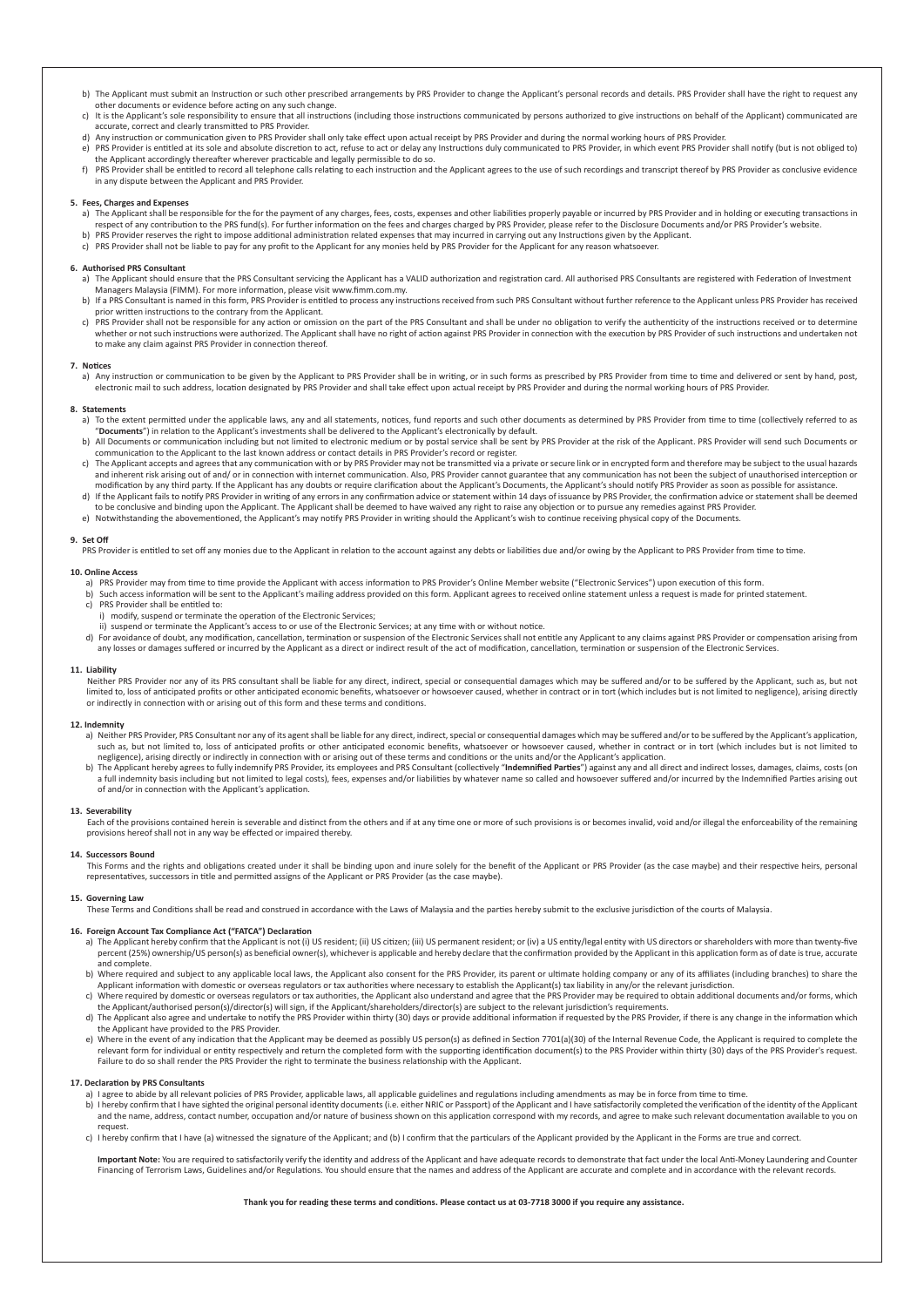b) The Applicant must submit an Instruction or such other prescribed arrangements by PRS Provider to change the Applicant's personal records and details. PRS Provider shall have the right to request any other documents or evidence before acting on any such change.

c) It is the Applicant's sole responsibility to ensure that all instructions (including those instructions communicated by persons authorized to give instructions on behalf of the Applicant) communicated are accurate, correct and clearly transmitted to PRS Provider.

d) Any instruction or communication given to PRS Provider shall only take effect upon actual receipt by PRS Provider and during the normal working hours of PRS Provider.

e) PRS Provider is entitled at its sole and absolute discretion to act, refuse to act or delay any Instructions duly communicated to PRS Provider, in which event PRS Provider shall notify (but is not obliged to) the Applicant accordingly thereafter wherever practicable and legally permissible to do so.

f) PRS Provider shall be entitled to record all telephone calls relating to each instruction and the Applicant agrees to the use of such recordings and transcript thereof by PRS Provider as conclusive evidence in any dispute between the Applicant and PRS Provider.

**5. Fees, Charges and Expenses**

a) The Applicant shall be responsible for the for the payment of any charges, fees, costs, expenses and other liabilities properly payable or incurred by PRS Provider and in holding or executing transactions in respect of any contribution to the PRS fund(s). For further information on the fees and charges charged by PRS Provider, please refer to the Disclosure Documents and/or PRS Provider's website.

b) PRS Provider reserves the right to impose additional administration related expenses that may incurred in carrying out any Instructions given by the Applicant.

c) PRS Provider shall not be liable to pay for any profit to the Applicant for any monies held by PRS Provider for the Applicant for any reason whatsoever.

**6. Authorised PRS Consultant**

a) The Applicant should ensure that the PRS Consultant servicing the Applicant has a VALID authorization and registration card. All authorised PRS Consultants are registered with Federation of Investment Managers Malaysia (FIMM). For more information, please visit www.fimm.com.my.

b) If a PRS Consultant is named in this form, PRS Provider is entitled to process any instructions received from such PRS Consultant without further reference to the Applicant unless PRS Provider has received prior written instructions to the contrary from the Applicant.

c) PRS Provider shall not be responsible for any action or omission on the part of the PRS Consultant and shall be under no obligation to verify the authenticity of the instructions received or to determine whether or not such instructions were authorized. The Applicant shall have no right of action against PRS Provider in connection with the execution by PRS Provider of such instructions and undertaken not to make any claim against PRS Provider in connection thereof.

**7. Notices**

a) Any instruction or communication to be given by the Applicant to PRS Provider shall be in writing, or in such forms as prescribed by PRS Provider from time to time and delivered or sent by hand, post, electronic mail to such address, location designated by PRS Provider and shall take effect upon actual receipt by PRS Provider and during the normal working hours of PRS Provider.

**8. Statements**

a) To the extent permitted under the applicable laws, any and all statements, notices, fund reports and such other documents as determined by PRS Provider from time to time (collectively referred to as "**Documents**") in relation to the Applicant's investments shall be delivered to the Applicant's electronically by default.

b) All Documents or communication including but not limited to electronic medium or by postal service shall be sent by PRS Provider at the risk of the Applicant. PRS Provider will send such Documents or communication to the Applicant to the last known address or contact details in PRS Provider's record or register.

c) The Applicant accepts and agrees that any communication with or by PRS Provider may not be transmitted via a private or secure link or in encrypted form and therefore may be subject to the usual hazards and inherent risk arising out of and/ or in connection with internet communication. Also, PRS Provider cannot guarantee that any communication has not been the subject of unauthorised interception or modification by any third party. If the Applicant has any doubts or require clarification about the Applicant's Documents, the Applicant's should notify PRS Provider as soon as possible for assistance.

d) If the Applicant fails to notify PRS Provider in writing of any errors in any confirmation advice or statement within 14 days of issuance by PRS Provider, the confirmation advice or statement shall be deemed to be conclusive and binding upon the Applicant. The Applicant shall be deemed to have waived any right to raise any objection or to pursue any remedies against PRS Provider.

e) Notwithstanding the abovementioned, the Applicant's may notify PRS Provider in writing should the Applicant's wish to continue receiving physical copy of the Documents.

**9. Set Off**

PRS Provider is entitled to set off any monies due to the Applicant in relation to the account against any debts or liabilities due and/or owing by the Applicant to PRS Provider from time to time.

**10. Online Access**

a) PRS Provider may from time to time provide the Applicant with access information to PRS Provider's Online Member website ("Electronic Services") upon execution of this form.

b) Such access information will be sent to the Applicant's mailing address provided on this form. Applicant agrees to received online statement unless a request is made for printed statement.

c) PRS Provider shall be entitled to:

i) modify, suspend or terminate the operation of the Electronic Services;

ii) suspend or terminate the Applicant's access to or use of the Electronic Services; at any time with or without notice.

d) For avoidance of doubt, any modification, cancellation, termination or suspension of the Electronic Services shall not entitle any Applicant to any claims against PRS Provider or compensation arising from any losses or damages suffered or incurred by the Applicant as a direct or indirect result of the act of modification, cancellation, termination or suspension of the Electronic Services.

**11. Liability**

Neither PRS Provider nor any of its PRS consultant shall be liable for any direct, indirect, special or consequential damages which may be suffered and/or to be suffered by the Applicant, such as, but not limited to, loss of anticipated profits or other anticipated economic benefits, whatsoever or howsoever caused, whether in contract or in tort (which includes but is not limited to negligence), arising directly or indirectly in connection with or arising out of this form and these terms and conditions.

**12. Indemnity**

a) Neither PRS Provider, PRS Consultant nor any of its agent shall be liable for any direct, indirect, special or consequential damages which may be suffered and/or to be suffered by the Applicant's application, such as, but not limited to, loss of anticipated profits or other anticipated economic benefits, whatsoever or howsoever caused, whether in contract or in tort (which includes but is not limited to negligence), arising directly or indirectly in connection with or arising out of these terms and conditions or the units and/or the Applicant's application.

b) The Applicant hereby agrees to fully indemnify PRS Provider, its employees and PRS Consultant (collectively "**Indemnified Parties**") against any and all direct and indirect losses, damages, claims, costs (on a full indemnity basis including but not limited to legal costs), fees, expenses and/or liabilities by whatever name so called and howsoever suffered and/or incurred by the Indemnified Parties arising out of and/or in connection with the Applicant's application.

**13. Severability**

Each of the provisions contained herein is severable and distinct from the others and if at any time one or more of such provisions is or becomes invalid, void and/or illegal the enforceability of the remaining provisions hereof shall not in any way be effected or impaired thereby.

**14. Successors Bound**

This Forms and the rights and obligations created under it shall be binding upon and inure solely for the benefit of the Applicant or PRS Provider (as the case maybe) and their respective heirs, personal representatives, successors in title and permitted assigns of the Applicant or PRS Provider (as the case maybe).

**15. Governing Law**

These Terms and Conditions shall be read and construed in accordance with the Laws of Malaysia and the parties hereby submit to the exclusive jurisdiction of the courts of Malaysia.

**16. Foreign Account Tax Compliance Act ("FATCA") Declaration**

a) The Applicant hereby confirm that the Applicant is not (i) US resident; (ii) US citizen; (iii) US permanent resident; or (iv) a US entity/legal entity with US directors or shareholders with more than twenty-five percent (25%) ownership/US person(s) as beneficial owner(s), whichever is applicable and hereby declare that the confirmation provided by the Applicant in this application form as of date is true, accurate and complete.

b) Where required and subject to any applicable local laws, the Applicant also consent for the PRS Provider, its parent or ultimate holding company or any of its affiliates (including branches) to share the Applicant information with domestic or overseas regulators or tax authorities where necessary to establish the Applicant(s) tax liability in any/or the relevant jurisdiction.

c) Where required by domestic or overseas regulators or tax authorities, the Applicant also understand and agree that the PRS Provider may be required to obtain additional documents and/or forms, which the Applicant/authorised person(s)/director(s) will sign, if the Applicant/shareholders/director(s) are subject to the relevant jurisdiction's requirements.

d) The Applicant also agree and undertake to notify the PRS Provider within thirty (30) days or provide additional information if requested by the PRS Provider, if there is any change in the information which the Applicant have provided to the PRS Provider.

e) Where in the event of any indication that the Applicant may be deemed as possibly US person(s) as defined in Section 7701(a)(30) of the Internal Revenue Code, the Applicant is required to complete the relevant form for individual or entity respectively and return the completed form with the supporting identification document(s) to the PRS Provider within thirty (30) days of the PRS Provider's request. Failure to do so shall render the PRS Provider the right to terminate the business relationship with the Applicant.

**17. Declaration by PRS Consultants**

a) I agree to abide by all relevant policies of PRS Provider, applicable laws, all applicable guidelines and regulations including amendments as may be in force from time to time.

b) I hereby confirm that I have sighted the original personal identity documents (i.e. either NRIC or Passport) of the Applicant and I have satisfactorily completed the verification of the identity of the Applicant and the name, address, contact number, occupation and/or nature of business shown on this application correspond with my records, and agree to make such relevant documentation available to you on request.

c) I hereby confirm that I have (a) witnessed the signature of the Applicant; and (b) I confirm that the particulars of the Applicant provided by the Applicant in the Forms are true and correct.

**Important Note:** You are required to satisfactorily verify the identity and address of the Applicant and have adequate records to demonstrate that fact under the local Anti-Money Laundering and Counter Financing of Terrorism Laws, Guidelines and/or Regulations. You should ensure that the names and address of the Applicant are accurate and complete and in accordance with the relevant records.

**Thank you for reading these terms and conditions. Please contact us at 03-7718 3000 if you require any assistance.**